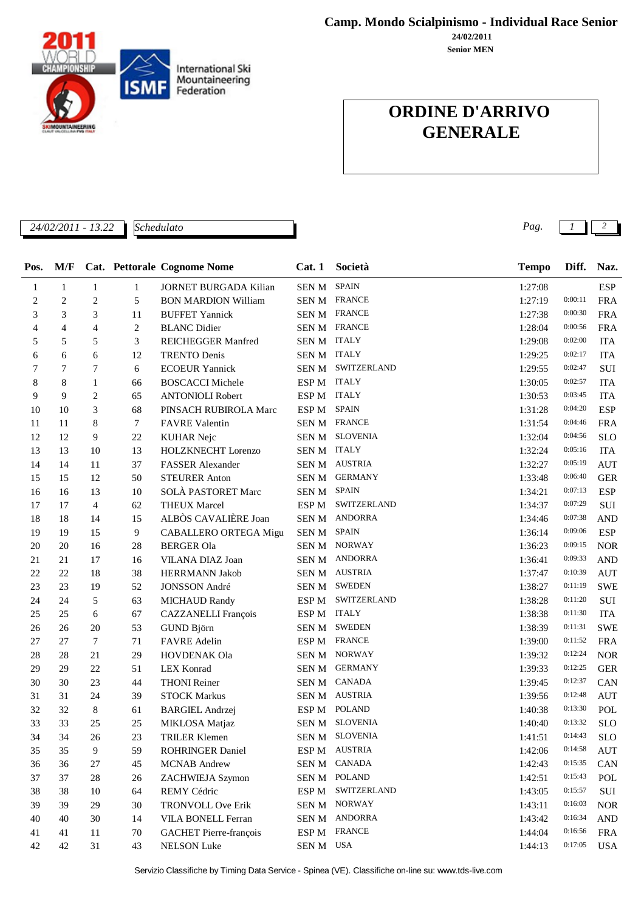# Camp. Mondo Scialpinismo - Individual Race Senior

**24/02/2011**

**Senior MEN**

2011 WORLD CHAMPIONSHIP

International Ski Mountaineering Federation

## ORDINE D'ARRIVO GENERALE

*24/02/2011 - 13.22* *Schedulato*

| Pos. | M/F | Cat. | Pettorale | Cognome Nome | Cat. 1 | Società | Tempo | Diff. | Naz. |
|---|---|---|---|---|---|---|---|---|---|
| 1 | 1 | 1 | 1 | JORNET BURGADA Kilian | SEN M | SPAIN | 1:27:08 | | ESP |
| 2 | 2 | 2 | 5 | BON MARDION William | SEN M | FRANCE | 1:27:19 | 0:00:11 | FRA |
| 3 | 3 | 3 | 11 | BUFFET Yannick | SEN M | FRANCE | 1:27:38 | 0:00:30 | FRA |
| 4 | 4 | 4 | 2 | BLANC Didier | SEN M | FRANCE | 1:28:04 | 0:00:56 | FRA |
| 5 | 5 | 5 | 3 | REICHEGGER Manfred | SEN M | ITALY | 1:29:08 | 0:02:00 | ITA |
| 6 | 6 | 6 | 12 | TRENTO Denis | SEN M | ITALY | 1:29:25 | 0:02:17 | ITA |
| 7 | 7 | 7 | 6 | ECOEUR Yannick | SEN M | SWITZERLAND | 1:29:55 | 0:02:47 | SUI |
| 8 | 8 | 1 | 66 | BOSCACCI Michele | ESP M | ITALY | 1:30:05 | 0:02:57 | ITA |
| 9 | 9 | 2 | 65 | ANTONIOLI Robert | ESP M | ITALY | 1:30:53 | 0:03:45 | ITA |
| 10 | 10 | 3 | 68 | PINSACH RUBIROLA Marc | ESP M | SPAIN | 1:31:28 | 0:04:20 | ESP |
| 11 | 11 | 8 | 7 | FAVRE Valentin | SEN M | FRANCE | 1:31:54 | 0:04:46 | FRA |
| 12 | 12 | 9 | 22 | KUHAR Nejc | SEN M | SLOVENIA | 1:32:04 | 0:04:56 | SLO |
| 13 | 13 | 10 | 13 | HOLZKNECHT Lorenzo | SEN M | ITALY | 1:32:24 | 0:05:16 | ITA |
| 14 | 14 | 11 | 37 | FASSER Alexander | SEN M | AUSTRIA | 1:32:27 | 0:05:19 | AUT |
| 15 | 15 | 12 | 50 | STEURER Anton | SEN M | GERMANY | 1:33:48 | 0:06:40 | GER |
| 16 | 16 | 13 | 10 | SOLÀ PASTORET Marc | SEN M | SPAIN | 1:34:21 | 0:07:13 | ESP |
| 17 | 17 | 4 | 62 | THEUX Marcel | ESP M | SWITZERLAND | 1:34:37 | 0:07:29 | SUI |
| 18 | 18 | 14 | 15 | ALBÒS CAVALIÈRE Joan | SEN M | ANDORRA | 1:34:46 | 0:07:38 | AND |
| 19 | 19 | 15 | 9 | CABALLERO ORTEGA Migu | SEN M | SPAIN | 1:36:14 | 0:09:06 | ESP |
| 20 | 20 | 16 | 28 | BERGER Ola | SEN M | NORWAY | 1:36:23 | 0:09:15 | NOR |
| 21 | 21 | 17 | 16 | VILANA DIAZ Joan | SEN M | ANDORRA | 1:36:41 | 0:09:33 | AND |
| 22 | 22 | 18 | 38 | HERRMANN Jakob | SEN M | AUSTRIA | 1:37:47 | 0:10:39 | AUT |
| 23 | 23 | 19 | 52 | JONSSON André | SEN M | SWEDEN | 1:38:27 | 0:11:19 | SWE |
| 24 | 24 | 5 | 63 | MICHAUD Randy | ESP M | SWITZERLAND | 1:38:28 | 0:11:20 | SUI |
| 25 | 25 | 6 | 67 | CAZZANELLI François | ESP M | ITALY | 1:38:38 | 0:11:30 | ITA |
| 26 | 26 | 20 | 53 | GUND Björn | SEN M | SWEDEN | 1:38:39 | 0:11:31 | SWE |
| 27 | 27 | 7 | 71 | FAVRE Adelin | ESP M | FRANCE | 1:39:00 | 0:11:52 | FRA |
| 28 | 28 | 21 | 29 | HOVDENAK Ola | SEN M | NORWAY | 1:39:32 | 0:12:24 | NOR |
| 29 | 29 | 22 | 51 | LEX Konrad | SEN M | GERMANY | 1:39:33 | 0:12:25 | GER |
| 30 | 30 | 23 | 44 | THONI Reiner | SEN M | CANADA | 1:39:45 | 0:12:37 | CAN |
| 31 | 31 | 24 | 39 | STOCK Markus | SEN M | AUSTRIA | 1:39:56 | 0:12:48 | AUT |
| 32 | 32 | 8 | 61 | BARGIEL Andrzej | ESP M | POLAND | 1:40:38 | 0:13:30 | POL |
| 33 | 33 | 25 | 25 | MIKLOSA Matjaz | SEN M | SLOVENIA | 1:40:40 | 0:13:32 | SLO |
| 34 | 34 | 26 | 23 | TRILER Klemen | SEN M | SLOVENIA | 1:41:51 | 0:14:43 | SLO |
| 35 | 35 | 9 | 59 | ROHRINGER Daniel | ESP M | AUSTRIA | 1:42:06 | 0:14:58 | AUT |
| 36 | 36 | 27 | 45 | MCNAB Andrew | SEN M | CANADA | 1:42:43 | 0:15:35 | CAN |
| 37 | 37 | 28 | 26 | ZACHWIEJA Szymon | SEN M | POLAND | 1:42:51 | 0:15:43 | POL |
| 38 | 38 | 10 | 64 | REMY Cédric | ESP M | SWITZERLAND | 1:43:05 | 0:15:57 | SUI |
| 39 | 39 | 29 | 30 | TRONVOLL Ove Erik | SEN M | NORWAY | 1:43:11 | 0:16:03 | NOR |
| 40 | 40 | 30 | 14 | VILA BONELL Ferran | SEN M | ANDORRA | 1:43:42 | 0:16:34 | AND |
| 41 | 41 | 11 | 70 | GACHET Pierre-françois | ESP M | FRANCE | 1:44:04 | 0:16:56 | FRA |
| 42 | 42 | 31 | 43 | NELSON Luke | SEN M | USA | 1:44:13 | 0:17:05 | USA |

Servizio Classifiche by Timing Data Service - Spinea (VE). Classifiche on-line su: www.tds-live.com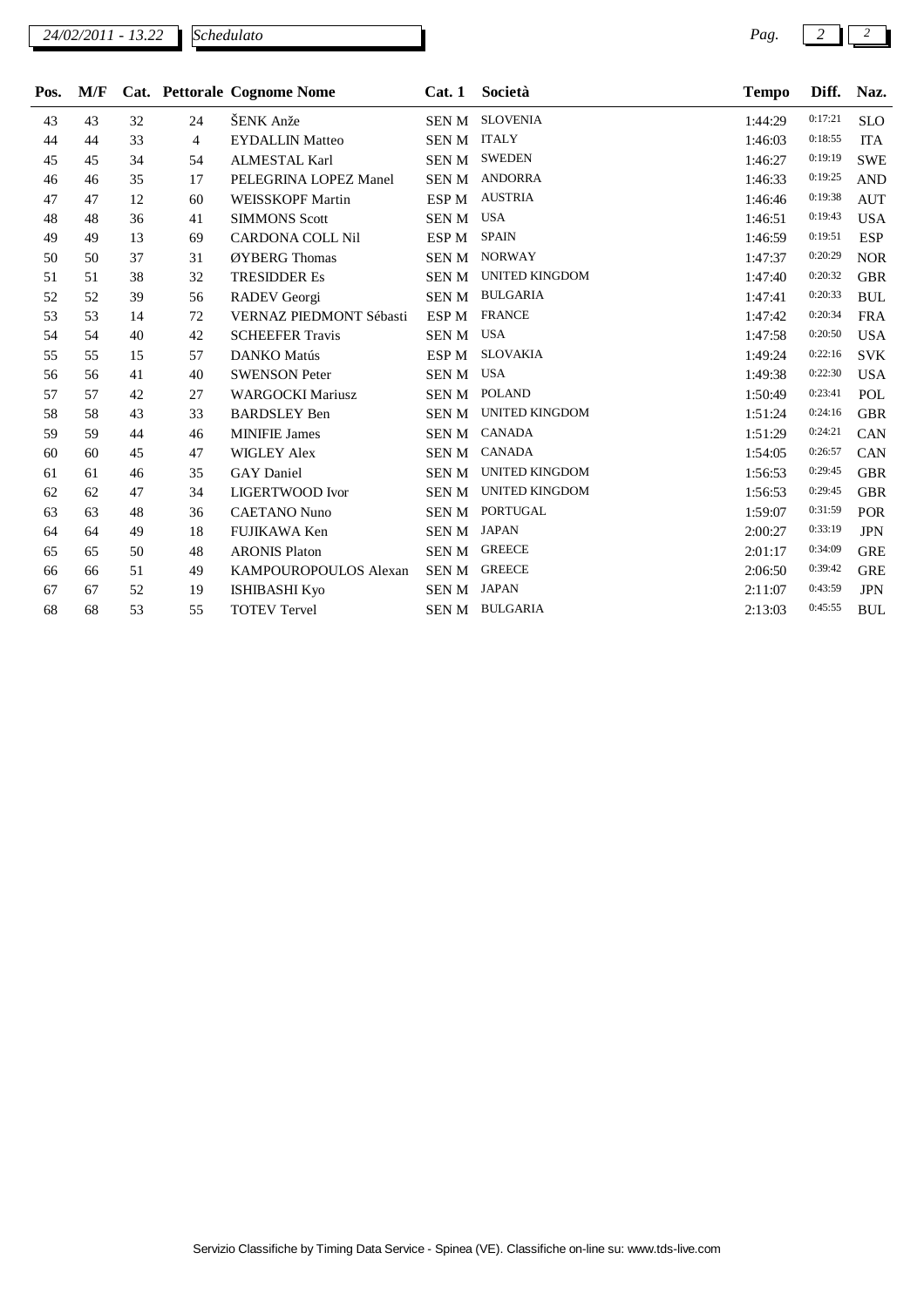| Pos. | M/F | Cat. | Pettorale | Cognome Nome | Cat. 1 | Società | Tempo | Diff. | Naz. |
|---|---|---|---|---|---|---|---|---|---|
| 43 | 43 | 32 | 24 | ŠENK Anže | SEN M | SLOVENIA | 1:44:29 | 0:17:21 | SLO |
| 44 | 44 | 33 | 4 | EYDALLIN Matteo | SEN M | ITALY | 1:46:03 | 0:18:55 | ITA |
| 45 | 45 | 34 | 54 | ALMESTAL Karl | SEN M | SWEDEN | 1:46:27 | 0:19:19 | SWE |
| 46 | 46 | 35 | 17 | PELEGRINA LOPEZ Manel | SEN M | ANDORRA | 1:46:33 | 0:19:25 | AND |
| 47 | 47 | 12 | 60 | WEISSKOPF Martin | ESP M | AUSTRIA | 1:46:46 | 0:19:38 | AUT |
| 48 | 48 | 36 | 41 | SIMMONS Scott | SEN M | USA | 1:46:51 | 0:19:43 | USA |
| 49 | 49 | 13 | 69 | CARDONA COLL Nil | ESP M | SPAIN | 1:46:59 | 0:19:51 | ESP |
| 50 | 50 | 37 | 31 | ØYBERG Thomas | SEN M | NORWAY | 1:47:37 | 0:20:29 | NOR |
| 51 | 51 | 38 | 32 | TRESIDDER Es | SEN M | UNITED KINGDOM | 1:47:40 | 0:20:32 | GBR |
| 52 | 52 | 39 | 56 | RADEV Georgi | SEN M | BULGARIA | 1:47:41 | 0:20:33 | BUL |
| 53 | 53 | 14 | 72 | VERNAZ PIEDMONT Sébasti | ESP M | FRANCE | 1:47:42 | 0:20:34 | FRA |
| 54 | 54 | 40 | 42 | SCHEEFER Travis | SEN M | USA | 1:47:58 | 0:20:50 | USA |
| 55 | 55 | 15 | 57 | DANKO Matús | ESP M | SLOVAKIA | 1:49:24 | 0:22:16 | SVK |
| 56 | 56 | 41 | 40 | SWENSON Peter | SEN M | USA | 1:49:38 | 0:22:30 | USA |
| 57 | 57 | 42 | 27 | WARGOCKI Mariusz | SEN M | POLAND | 1:50:49 | 0:23:41 | POL |
| 58 | 58 | 43 | 33 | BARDSLEY Ben | SEN M | UNITED KINGDOM | 1:51:24 | 0:24:16 | GBR |
| 59 | 59 | 44 | 46 | MINIFIE James | SEN M | CANADA | 1:51:29 | 0:24:21 | CAN |
| 60 | 60 | 45 | 47 | WIGLEY Alex | SEN M | CANADA | 1:54:05 | 0:26:57 | CAN |
| 61 | 61 | 46 | 35 | GAY Daniel | SEN M | UNITED KINGDOM | 1:56:53 | 0:29:45 | GBR |
| 62 | 62 | 47 | 34 | LIGERTWOOD Ivor | SEN M | UNITED KINGDOM | 1:56:53 | 0:29:45 | GBR |
| 63 | 63 | 48 | 36 | CAETANO Nuno | SEN M | PORTUGAL | 1:59:07 | 0:31:59 | POR |
| 64 | 64 | 49 | 18 | FUJIKAWA Ken | SEN M | JAPAN | 2:00:27 | 0:33:19 | JPN |
| 65 | 65 | 50 | 48 | ARONIS Platon | SEN M | GREECE | 2:01:17 | 0:34:09 | GRE |
| 66 | 66 | 51 | 49 | KAMPOUROPOULOS Alexan | SEN M | GREECE | 2:06:50 | 0:39:42 | GRE |
| 67 | 67 | 52 | 19 | ISHIBASHI Kyo | SEN M | JAPAN | 2:11:07 | 0:43:59 | JPN |
| 68 | 68 | 53 | 55 | TOTEV Tervel | SEN M | BULGARIA | 2:13:03 | 0:45:55 | BUL |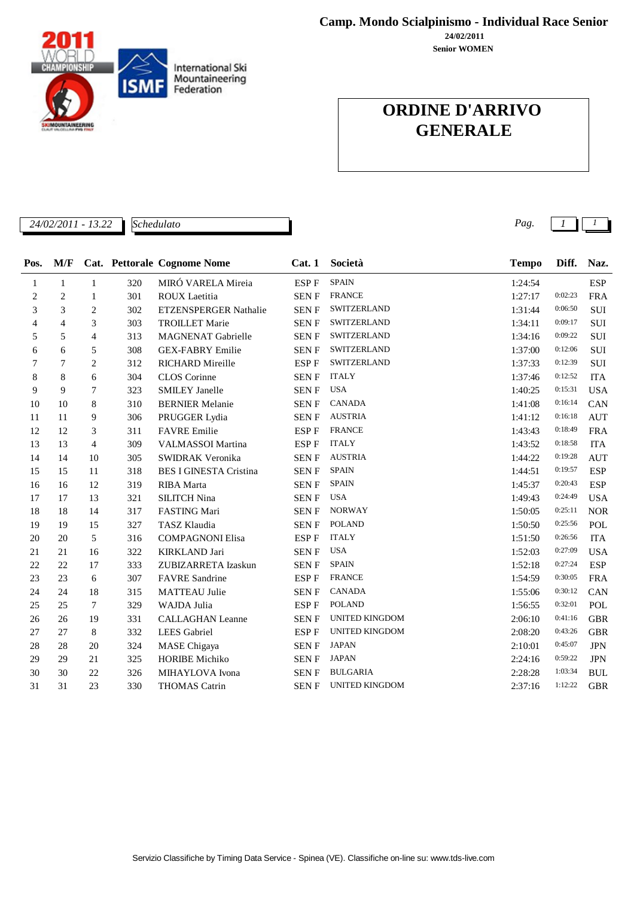# Camp. Mondo Scialpinismo - Individual Race Senior

**24/02/2011**

**Senior WOMEN**

## ORDINE D'ARRIVO GENERALE

*24/02/2011 - 13.22* *Schedulato*

| Pos. | M/F | Cat. | Pettorale | Cognome Nome | Cat. 1 | Società | Tempo | Diff. | Naz. |
|---|---|---|---|---|---|---|---|---|---|
| 1 | 1 | 1 | 320 | MIRÓ VARELA Mireia | ESP F | SPAIN | 1:24:54 | | ESP |
| 2 | 2 | 1 | 301 | ROUX Laetitia | SEN F | FRANCE | 1:27:17 | 0:02:23 | FRA |
| 3 | 3 | 2 | 302 | ETZENSPERGER Nathalie | SEN F | SWITZERLAND | 1:31:44 | 0:06:50 | SUI |
| 4 | 4 | 3 | 303 | TROILLET Marie | SEN F | SWITZERLAND | 1:34:11 | 0:09:17 | SUI |
| 5 | 5 | 4 | 313 | MAGNENAT Gabrielle | SEN F | SWITZERLAND | 1:34:16 | 0:09:22 | SUI |
| 6 | 6 | 5 | 308 | GEX-FABRY Emilie | SEN F | SWITZERLAND | 1:37:00 | 0:12:06 | SUI |
| 7 | 7 | 2 | 312 | RICHARD Mireille | ESP F | SWITZERLAND | 1:37:33 | 0:12:39 | SUI |
| 8 | 8 | 6 | 304 | CLOS Corinne | SEN F | ITALY | 1:37:46 | 0:12:52 | ITA |
| 9 | 9 | 7 | 323 | SMILEY Janelle | SEN F | USA | 1:40:25 | 0:15:31 | USA |
| 10 | 10 | 8 | 310 | BERNIER Melanie | SEN F | CANADA | 1:41:08 | 0:16:14 | CAN |
| 11 | 11 | 9 | 306 | PRUGGER Lydia | SEN F | AUSTRIA | 1:41:12 | 0:16:18 | AUT |
| 12 | 12 | 3 | 311 | FAVRE Emilie | ESP F | FRANCE | 1:43:43 | 0:18:49 | FRA |
| 13 | 13 | 4 | 309 | VALMASSOI Martina | ESP F | ITALY | 1:43:52 | 0:18:58 | ITA |
| 14 | 14 | 10 | 305 | SWIDRAK Veronika | SEN F | AUSTRIA | 1:44:22 | 0:19:28 | AUT |
| 15 | 15 | 11 | 318 | BES I GINESTA Cristina | SEN F | SPAIN | 1:44:51 | 0:19:57 | ESP |
| 16 | 16 | 12 | 319 | RIBA Marta | SEN F | SPAIN | 1:45:37 | 0:20:43 | ESP |
| 17 | 17 | 13 | 321 | SILITCH Nina | SEN F | USA | 1:49:43 | 0:24:49 | USA |
| 18 | 18 | 14 | 317 | FASTING Mari | SEN F | NORWAY | 1:50:05 | 0:25:11 | NOR |
| 19 | 19 | 15 | 327 | TASZ Klaudia | SEN F | POLAND | 1:50:50 | 0:25:56 | POL |
| 20 | 20 | 5 | 316 | COMPAGNONI Elisa | ESP F | ITALY | 1:51:50 | 0:26:56 | ITA |
| 21 | 21 | 16 | 322 | KIRKLAND Jari | SEN F | USA | 1:52:03 | 0:27:09 | USA |
| 22 | 22 | 17 | 333 | ZUBIZARRETA Izaskun | SEN F | SPAIN | 1:52:18 | 0:27:24 | ESP |
| 23 | 23 | 6 | 307 | FAVRE Sandrine | ESP F | FRANCE | 1:54:59 | 0:30:05 | FRA |
| 24 | 24 | 18 | 315 | MATTEAU Julie | SEN F | CANADA | 1:55:06 | 0:30:12 | CAN |
| 25 | 25 | 7 | 329 | WAJDA Julia | ESP F | POLAND | 1:56:55 | 0:32:01 | POL |
| 26 | 26 | 19 | 331 | CALLAGHAN Leanne | SEN F | UNITED KINGDOM | 2:06:10 | 0:41:16 | GBR |
| 27 | 27 | 8 | 332 | LEES Gabriel | ESP F | UNITED KINGDOM | 2:08:20 | 0:43:26 | GBR |
| 28 | 28 | 20 | 324 | MASE Chigaya | SEN F | JAPAN | 2:10:01 | 0:45:07 | JPN |
| 29 | 29 | 21 | 325 | HORIBE Michiko | SEN F | JAPAN | 2:24:16 | 0:59:22 | JPN |
| 30 | 30 | 22 | 326 | MIHAYLOVA Ivona | SEN F | BULGARIA | 2:28:28 | 1:03:34 | BUL |
| 31 | 31 | 23 | 330 | THOMAS Catrin | SEN F | UNITED KINGDOM | 2:37:16 | 1:12:22 | GBR |

Servizio Classifiche by Timing Data Service - Spinea (VE). Classifiche on-line su: www.tds-live.com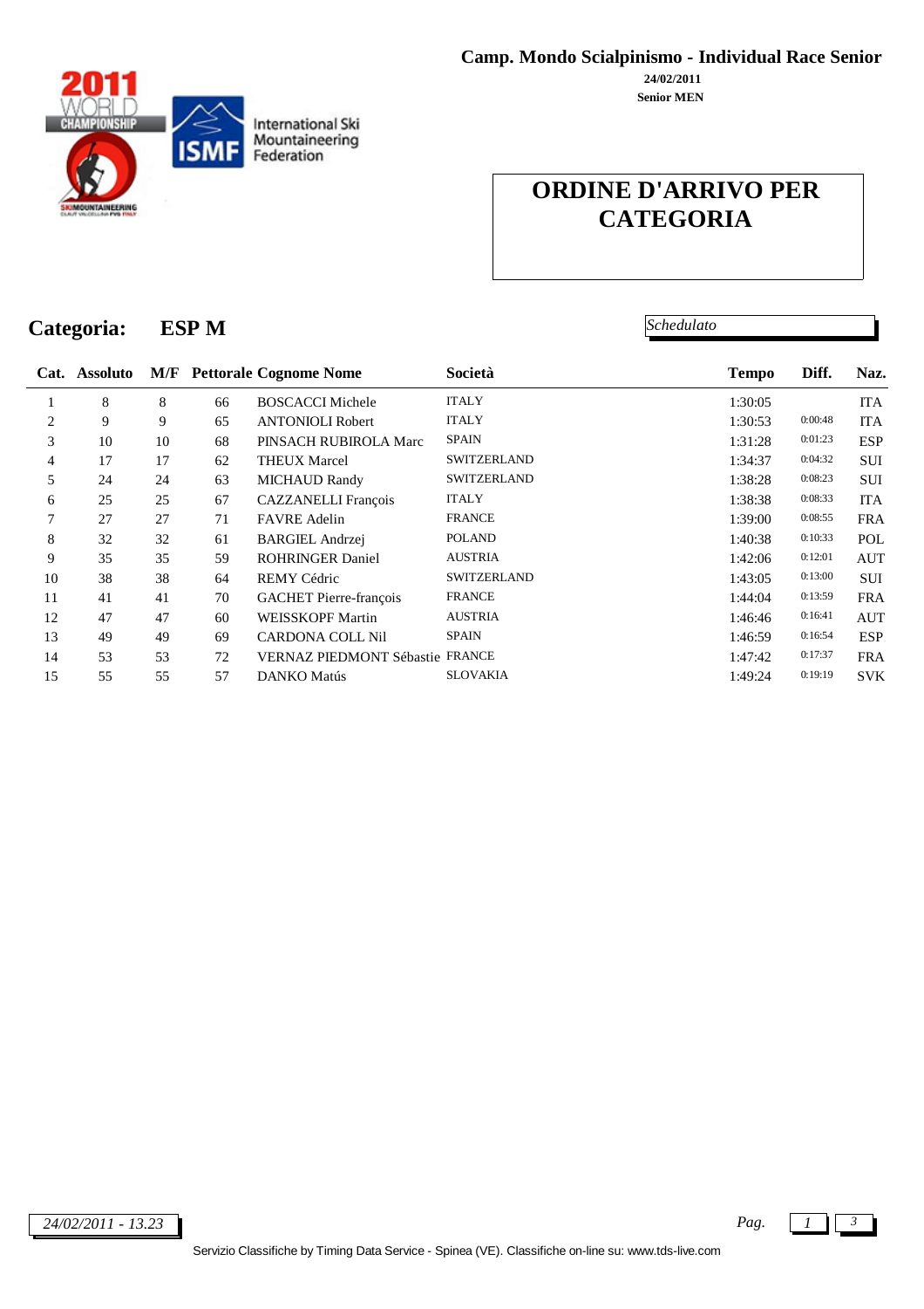**Camp. Mondo Scialpinismo - Individual Race Senior**

**24/02/2011**

**Senior MEN**

# ORDINE D'ARRIVO PER CATEGORIA

*Schedulato*

## Categoria: ESP M

| Cat. | Assoluto | M/F | Pettorale | Cognome Nome | Società | Tempo | Diff. | Naz. |
|---|---|---|---|---|---|---|---|---|
| 1 | 8 | 8 | 66 | BOSCACCI Michele | ITALY | 1:30:05 | | ITA |
| 2 | 9 | 9 | 65 | ANTONIOLI Robert | ITALY | 1:30:53 | 0:00:48 | ITA |
| 3 | 10 | 10 | 68 | PINSACH RUBIROLA Marc | SPAIN | 1:31:28 | 0:01:23 | ESP |
| 4 | 17 | 17 | 62 | THEUX Marcel | SWITZERLAND | 1:34:37 | 0:04:32 | SUI |
| 5 | 24 | 24 | 63 | MICHAUD Randy | SWITZERLAND | 1:38:28 | 0:08:23 | SUI |
| 6 | 25 | 25 | 67 | CAZZANELLI François | ITALY | 1:38:38 | 0:08:33 | ITA |
| 7 | 27 | 27 | 71 | FAVRE Adelin | FRANCE | 1:39:00 | 0:08:55 | FRA |
| 8 | 32 | 32 | 61 | BARGIEL Andrzej | POLAND | 1:40:38 | 0:10:33 | POL |
| 9 | 35 | 35 | 59 | ROHRINGER Daniel | AUSTRIA | 1:42:06 | 0:12:01 | AUT |
| 10 | 38 | 38 | 64 | REMY Cédric | SWITZERLAND | 1:43:05 | 0:13:00 | SUI |
| 11 | 41 | 41 | 70 | GACHET Pierre-françois | FRANCE | 1:44:04 | 0:13:59 | FRA |
| 12 | 47 | 47 | 60 | WEISSKOPF Martin | AUSTRIA | 1:46:46 | 0:16:41 | AUT |
| 13 | 49 | 49 | 69 | CARDONA COLL Nil | SPAIN | 1:46:59 | 0:16:54 | ESP |
| 14 | 53 | 53 | 72 | VERNAZ PIEDMONT Sébastie | FRANCE | 1:47:42 | 0:17:37 | FRA |
| 15 | 55 | 55 | 57 | DANKO Matús | SLOVAKIA | 1:49:24 | 0:19:19 | SVK |

*24/02/2011 - 13.23*

Servizio Classifiche by Timing Data Service - Spinea (VE). Classifiche on-line su: www.tds-live.com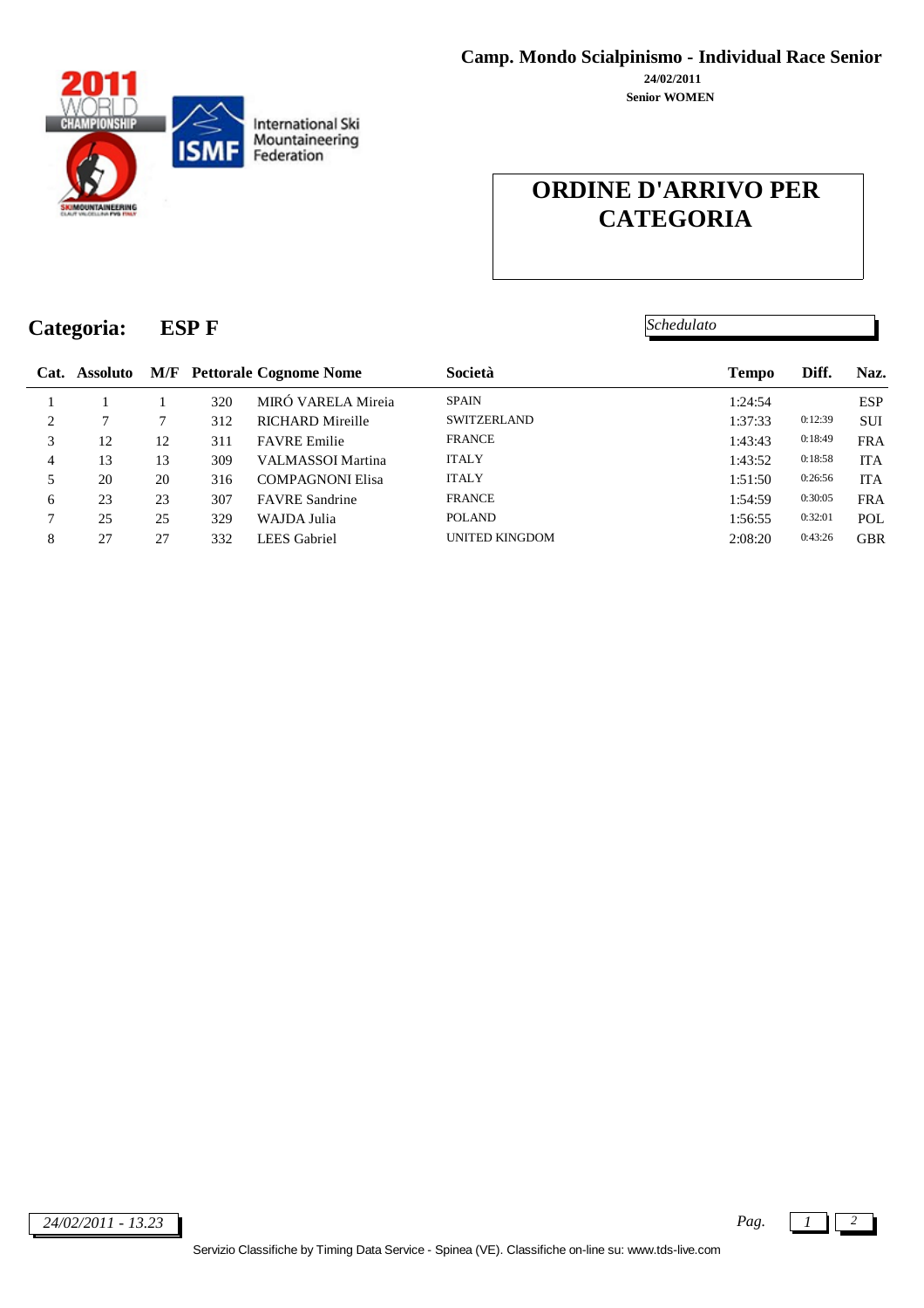**Camp. Mondo Scialpinismo - Individual Race Senior**

**24/02/2011**

**Senior WOMEN**

# ORDINE D'ARRIVO PER CATEGORIA

## Categoria: ESP F

*Schedulato*

| Cat. | Assoluto | M/F | Pettorale | Cognome Nome | Società | Tempo | Diff. | Naz. |
|---|---|---|---|---|---|---|---|---|
| 1 | 1 | 1 | 320 | MIRÓ VARELA Mireia | SPAIN | 1:24:54 | | ESP |
| 2 | 7 | 7 | 312 | RICHARD Mireille | SWITZERLAND | 1:37:33 | 0:12:39 | SUI |
| 3 | 12 | 12 | 311 | FAVRE Emilie | FRANCE | 1:43:43 | 0:18:49 | FRA |
| 4 | 13 | 13 | 309 | VALMASSOI Martina | ITALY | 1:43:52 | 0:18:58 | ITA |
| 5 | 20 | 20 | 316 | COMPAGNONI Elisa | ITALY | 1:51:50 | 0:26:56 | ITA |
| 6 | 23 | 23 | 307 | FAVRE Sandrine | FRANCE | 1:54:59 | 0:30:05 | FRA |
| 7 | 25 | 25 | 329 | WAJDA Julia | POLAND | 1:56:55 | 0:32:01 | POL |
| 8 | 27 | 27 | 332 | LEES Gabriel | UNITED KINGDOM | 2:08:20 | 0:43:26 | GBR |

*24/02/2011 - 13.23*

Servizio Classifiche by Timing Data Service - Spinea (VE). Classifiche on-line su: www.tds-live.com